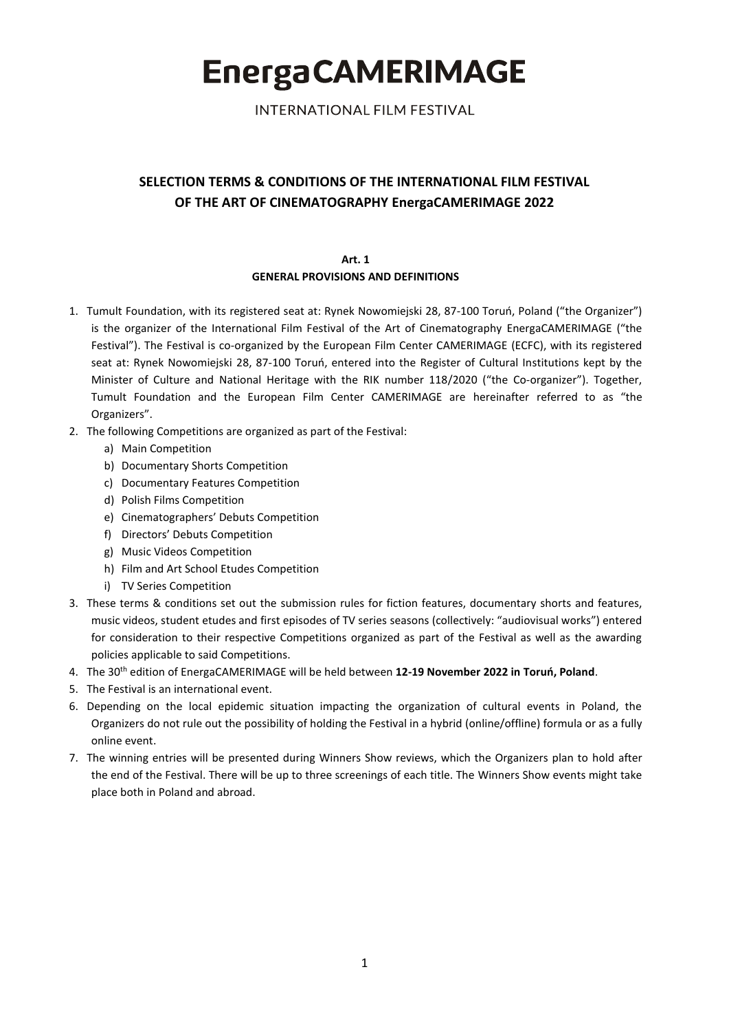# EnergaCAMERIMAGE

INTERNATIONAL FILM FESTIVAL

## SELECTION TERMS & CONDITIONS OF THE INTERNATIONAL FILM FESTIVAL OF THE ART OF CINEMATOGRAPHY EnergaCAMERIMAGE 2022

### Art. 1
### GENERAL PROVISIONS AND DEFINITIONS

1. Tumult Foundation, with its registered seat at: Rynek Nowomiejski 28, 87-100 Toruń, Poland ("the Organizer") is the organizer of the International Film Festival of the Art of Cinematography EnergaCAMERIMAGE ("the Festival"). The Festival is co-organized by the European Film Center CAMERIMAGE (ECFC), with its registered seat at: Rynek Nowomiejski 28, 87-100 Toruń, entered into the Register of Cultural Institutions kept by the Minister of Culture and National Heritage with the RIK number 118/2020 ("the Co-organizer"). Together, Tumult Foundation and the European Film Center CAMERIMAGE are hereinafter referred to as "the Organizers".
2. The following Competitions are organized as part of the Festival:
   a) Main Competition
   b) Documentary Shorts Competition
   c) Documentary Features Competition
   d) Polish Films Competition
   e) Cinematographers' Debuts Competition
   f) Directors' Debuts Competition
   g) Music Videos Competition
   h) Film and Art School Etudes Competition
   i) TV Series Competition
3. These terms & conditions set out the submission rules for fiction features, documentary shorts and features, music videos, student etudes and first episodes of TV series seasons (collectively: "audiovisual works") entered for consideration to their respective Competitions organized as part of the Festival as well as the awarding policies applicable to said Competitions.
4. The 30th edition of EnergaCAMERIMAGE will be held between **12-19 November 2022 in Toruń, Poland**.
5. The Festival is an international event.
6. Depending on the local epidemic situation impacting the organization of cultural events in Poland, the Organizers do not rule out the possibility of holding the Festival in a hybrid (online/offline) formula or as a fully online event.
7. The winning entries will be presented during Winners Show reviews, which the Organizers plan to hold after the end of the Festival. There will be up to three screenings of each title. The Winners Show events might take place both in Poland and abroad.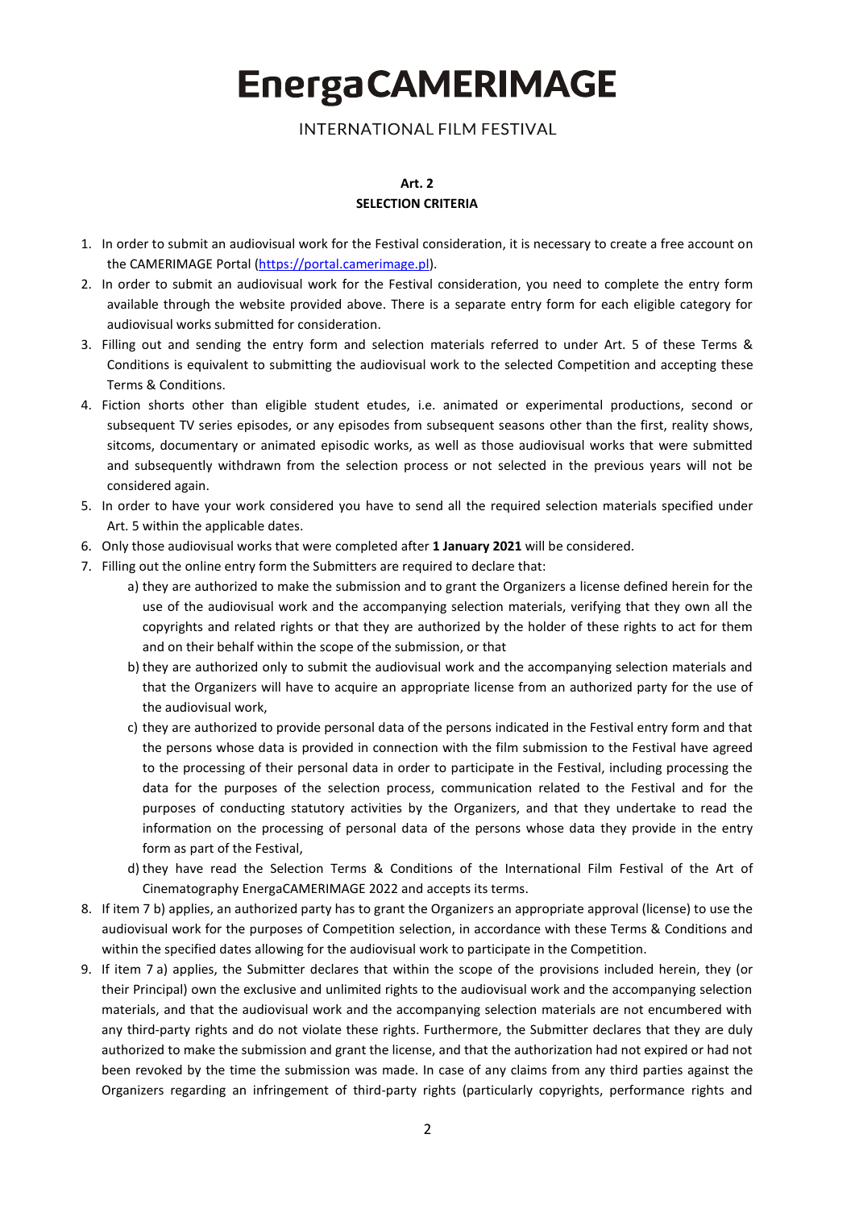**Art. 2**
**SELECTION CRITERIA**

1. In order to submit an audiovisual work for the Festival consideration, it is necessary to create a free account on the CAMERIMAGE Portal (https://portal.camerimage.pl).
2. In order to submit an audiovisual work for the Festival consideration, you need to complete the entry form available through the website provided above. There is a separate entry form for each eligible category for audiovisual works submitted for consideration.
3. Filling out and sending the entry form and selection materials referred to under Art. 5 of these Terms & Conditions is equivalent to submitting the audiovisual work to the selected Competition and accepting these Terms & Conditions.
4. Fiction shorts other than eligible student etudes, i.e. animated or experimental productions, second or subsequent TV series episodes, or any episodes from subsequent seasons other than the first, reality shows, sitcoms, documentary or animated episodic works, as well as those audiovisual works that were submitted and subsequently withdrawn from the selection process or not selected in the previous years will not be considered again.
5. In order to have your work considered you have to send all the required selection materials specified under Art. 5 within the applicable dates.
6. Only those audiovisual works that were completed after **1 January 2021** will be considered.
7. Filling out the online entry form the Submitters are required to declare that:
   a) they are authorized to make the submission and to grant the Organizers a license defined herein for the use of the audiovisual work and the accompanying selection materials, verifying that they own all the copyrights and related rights or that they are authorized by the holder of these rights to act for them and on their behalf within the scope of the submission, or that
   b) they are authorized only to submit the audiovisual work and the accompanying selection materials and that the Organizers will have to acquire an appropriate license from an authorized party for the use of the audiovisual work,
   c) they are authorized to provide personal data of the persons indicated in the Festival entry form and that the persons whose data is provided in connection with the film submission to the Festival have agreed to the processing of their personal data in order to participate in the Festival, including processing the data for the purposes of the selection process, communication related to the Festival and for the purposes of conducting statutory activities by the Organizers, and that they undertake to read the information on the processing of personal data of the persons whose data they provide in the entry form as part of the Festival,
   d) they have read the Selection Terms & Conditions of the International Film Festival of the Art of Cinematography EnergaCAMERIMAGE 2022 and accepts its terms.
8. If item 7 b) applies, an authorized party has to grant the Organizers an appropriate approval (license) to use the audiovisual work for the purposes of Competition selection, in accordance with these Terms & Conditions and within the specified dates allowing for the audiovisual work to participate in the Competition.
9. If item 7 a) applies, the Submitter declares that within the scope of the provisions included herein, they (or their Principal) own the exclusive and unlimited rights to the audiovisual work and the accompanying selection materials, and that the audiovisual work and the accompanying selection materials are not encumbered with any third-party rights and do not violate these rights. Furthermore, the Submitter declares that they are duly authorized to make the submission and grant the license, and that the authorization had not expired or had not been revoked by the time the submission was made. In case of any claims from any third parties against the Organizers regarding an infringement of third-party rights (particularly copyrights, performance rights and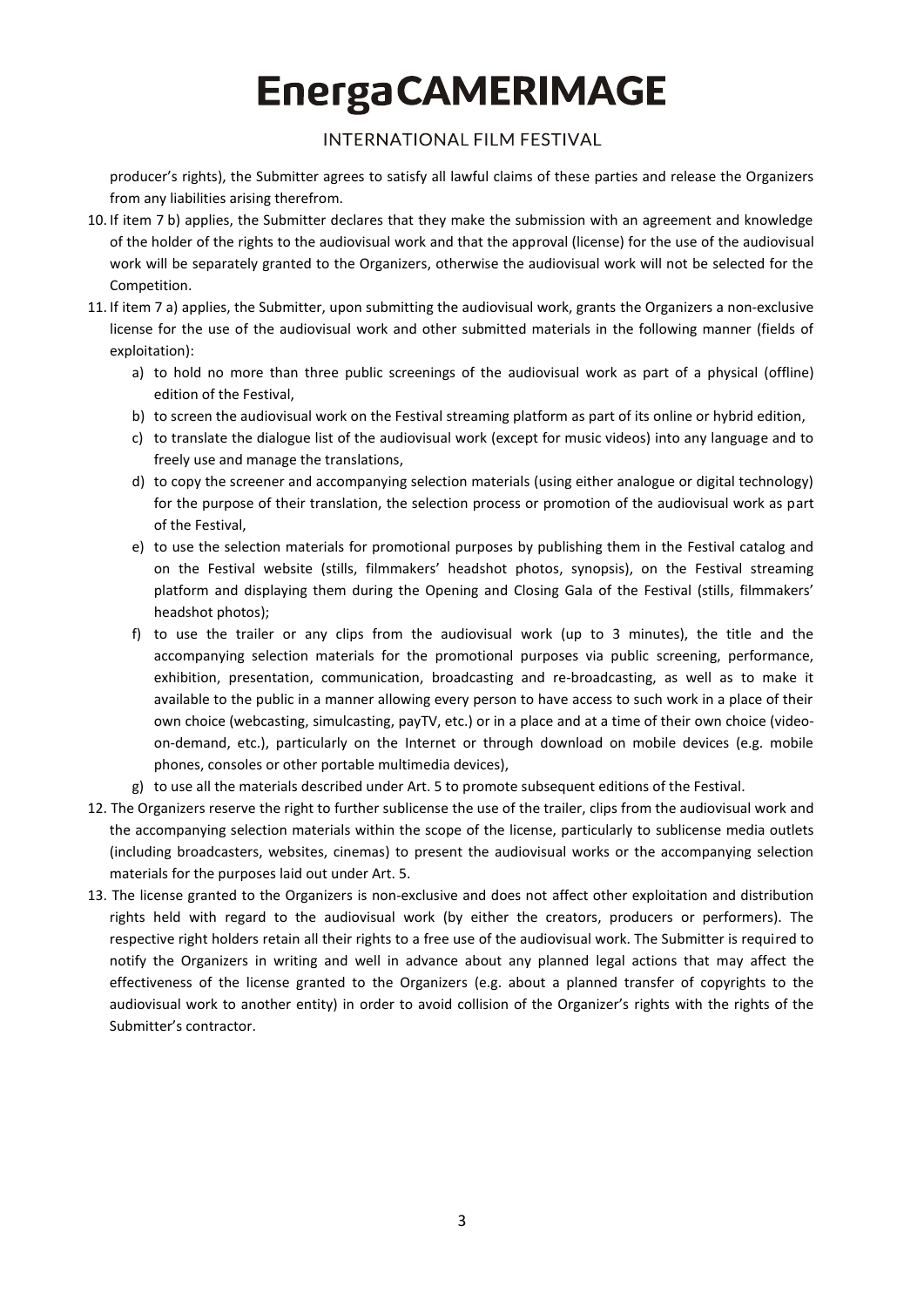producer's rights), the Submitter agrees to satisfy all lawful claims of these parties and release the Organizers from any liabilities arising therefrom.

10. If item 7 b) applies, the Submitter declares that they make the submission with an agreement and knowledge of the holder of the rights to the audiovisual work and that the approval (license) for the use of the audiovisual work will be separately granted to the Organizers, otherwise the audiovisual work will not be selected for the Competition.
11. If item 7 a) applies, the Submitter, upon submitting the audiovisual work, grants the Organizers a non-exclusive license for the use of the audiovisual work and other submitted materials in the following manner (fields of exploitation):
    a) to hold no more than three public screenings of the audiovisual work as part of a physical (offline) edition of the Festival,
    b) to screen the audiovisual work on the Festival streaming platform as part of its online or hybrid edition,
    c) to translate the dialogue list of the audiovisual work (except for music videos) into any language and to freely use and manage the translations,
    d) to copy the screener and accompanying selection materials (using either analogue or digital technology) for the purpose of their translation, the selection process or promotion of the audiovisual work as part of the Festival,
    e) to use the selection materials for promotional purposes by publishing them in the Festival catalog and on the Festival website (stills, filmmakers' headshot photos, synopsis), on the Festival streaming platform and displaying them during the Opening and Closing Gala of the Festival (stills, filmmakers' headshot photos);
    f) to use the trailer or any clips from the audiovisual work (up to 3 minutes), the title and the accompanying selection materials for the promotional purposes via public screening, performance, exhibition, presentation, communication, broadcasting and re-broadcasting, as well as to make it available to the public in a manner allowing every person to have access to such work in a place of their own choice (webcasting, simulcasting, payTV, etc.) or in a place and at a time of their own choice (video-on-demand, etc.), particularly on the Internet or through download on mobile devices (e.g. mobile phones, consoles or other portable multimedia devices),
    g) to use all the materials described under Art. 5 to promote subsequent editions of the Festival.
12. The Organizers reserve the right to further sublicense the use of the trailer, clips from the audiovisual work and the accompanying selection materials within the scope of the license, particularly to sublicense media outlets (including broadcasters, websites, cinemas) to present the audiovisual works or the accompanying selection materials for the purposes laid out under Art. 5.
13. The license granted to the Organizers is non-exclusive and does not affect other exploitation and distribution rights held with regard to the audiovisual work (by either the creators, producers or performers). The respective right holders retain all their rights to a free use of the audiovisual work. The Submitter is required to notify the Organizers in writing and well in advance about any planned legal actions that may affect the effectiveness of the license granted to the Organizers (e.g. about a planned transfer of copyrights to the audiovisual work to another entity) in order to avoid collision of the Organizer's rights with the rights of the Submitter's contractor.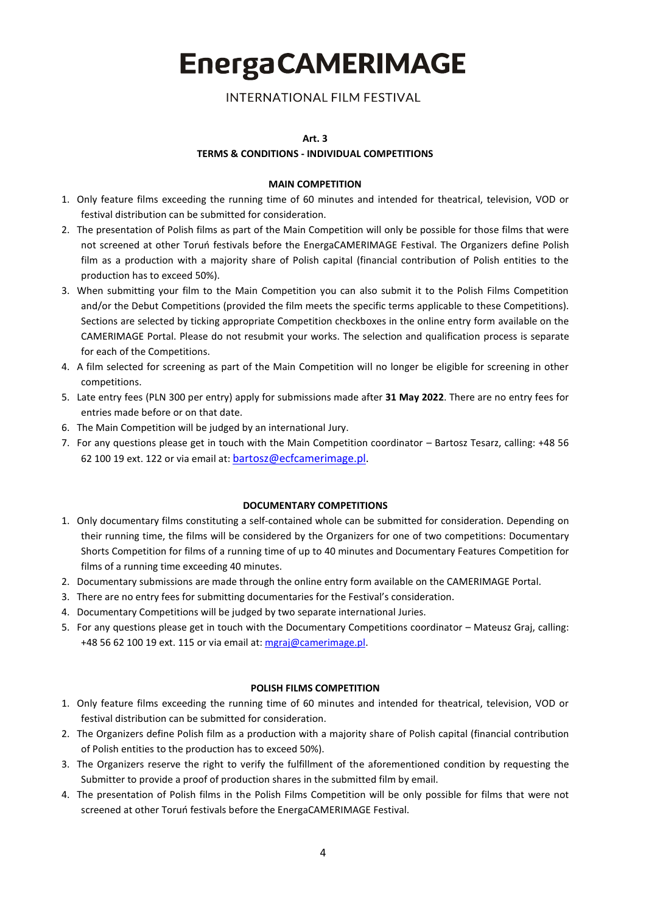# EnergaCAMERIMAGE

INTERNATIONAL FILM FESTIVAL

## Art. 3

## TERMS & CONDITIONS - INDIVIDUAL COMPETITIONS

### MAIN COMPETITION

1. Only feature films exceeding the running time of 60 minutes and intended for theatrical, television, VOD or festival distribution can be submitted for consideration.
2. The presentation of Polish films as part of the Main Competition will only be possible for those films that were not screened at other Toruń festivals before the EnergaCAMERIMAGE Festival. The Organizers define Polish film as a production with a majority share of Polish capital (financial contribution of Polish entities to the production has to exceed 50%).
3. When submitting your film to the Main Competition you can also submit it to the Polish Films Competition and/or the Debut Competitions (provided the film meets the specific terms applicable to these Competitions). Sections are selected by ticking appropriate Competition checkboxes in the online entry form available on the CAMERIMAGE Portal. Please do not resubmit your works. The selection and qualification process is separate for each of the Competitions.
4. A film selected for screening as part of the Main Competition will no longer be eligible for screening in other competitions.
5. Late entry fees (PLN 300 per entry) apply for submissions made after **31 May 2022**. There are no entry fees for entries made before or on that date.
6. The Main Competition will be judged by an international Jury.
7. For any questions please get in touch with the Main Competition coordinator – Bartosz Tesarz, calling: +48 56 62 100 19 ext. 122 or via email at: bartosz@ecfcamerimage.pl.

### DOCUMENTARY COMPETITIONS

1. Only documentary films constituting a self-contained whole can be submitted for consideration. Depending on their running time, the films will be considered by the Organizers for one of two competitions: Documentary Shorts Competition for films of a running time of up to 40 minutes and Documentary Features Competition for films of a running time exceeding 40 minutes.
2. Documentary submissions are made through the online entry form available on the CAMERIMAGE Portal.
3. There are no entry fees for submitting documentaries for the Festival's consideration.
4. Documentary Competitions will be judged by two separate international Juries.
5. For any questions please get in touch with the Documentary Competitions coordinator – Mateusz Graj, calling: +48 56 62 100 19 ext. 115 or via email at: mgraj@camerimage.pl.

### POLISH FILMS COMPETITION

1. Only feature films exceeding the running time of 60 minutes and intended for theatrical, television, VOD or festival distribution can be submitted for consideration.
2. The Organizers define Polish film as a production with a majority share of Polish capital (financial contribution of Polish entities to the production has to exceed 50%).
3. The Organizers reserve the right to verify the fulfillment of the aforementioned condition by requesting the Submitter to provide a proof of production shares in the submitted film by email.
4. The presentation of Polish films in the Polish Films Competition will be only possible for films that were not screened at other Toruń festivals before the EnergaCAMERIMAGE Festival.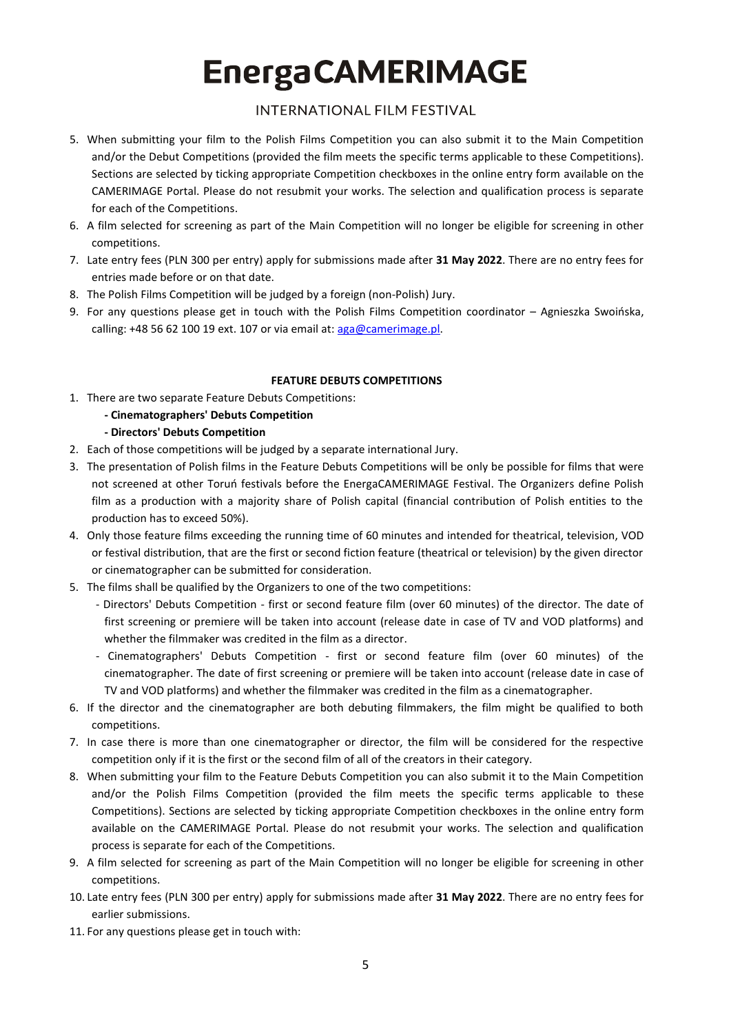5. When submitting your film to the Polish Films Competition you can also submit it to the Main Competition and/or the Debut Competitions (provided the film meets the specific terms applicable to these Competitions). Sections are selected by ticking appropriate Competition checkboxes in the online entry form available on the CAMERIMAGE Portal. Please do not resubmit your works. The selection and qualification process is separate for each of the Competitions.
6. A film selected for screening as part of the Main Competition will no longer be eligible for screening in other competitions.
7. Late entry fees (PLN 300 per entry) apply for submissions made after **31 May 2022**. There are no entry fees for entries made before or on that date.
8. The Polish Films Competition will be judged by a foreign (non-Polish) Jury.
9. For any questions please get in touch with the Polish Films Competition coordinator – Agnieszka Swoińska, calling: +48 56 62 100 19 ext. 107 or via email at: aga@camerimage.pl.

**FEATURE DEBUTS COMPETITIONS**

1. There are two separate Feature Debuts Competitions:
   **- Cinematographers' Debuts Competition**
   **- Directors' Debuts Competition**
2. Each of those competitions will be judged by a separate international Jury.
3. The presentation of Polish films in the Feature Debuts Competitions will be only be possible for films that were not screened at other Toruń festivals before the EnergaCAMERIMAGE Festival. The Organizers define Polish film as a production with a majority share of Polish capital (financial contribution of Polish entities to the production has to exceed 50%).
4. Only those feature films exceeding the running time of 60 minutes and intended for theatrical, television, VOD or festival distribution, that are the first or second fiction feature (theatrical or television) by the given director or cinematographer can be submitted for consideration.
5. The films shall be qualified by the Organizers to one of the two competitions:
   - Directors' Debuts Competition - first or second feature film (over 60 minutes) of the director. The date of first screening or premiere will be taken into account (release date in case of TV and VOD platforms) and whether the filmmaker was credited in the film as a director.
   - Cinematographers' Debuts Competition - first or second feature film (over 60 minutes) of the cinematographer. The date of first screening or premiere will be taken into account (release date in case of TV and VOD platforms) and whether the filmmaker was credited in the film as a cinematographer.
6. If the director and the cinematographer are both debuting filmmakers, the film might be qualified to both competitions.
7. In case there is more than one cinematographer or director, the film will be considered for the respective competition only if it is the first or the second film of all of the creators in their category.
8. When submitting your film to the Feature Debuts Competition you can also submit it to the Main Competition and/or the Polish Films Competition (provided the film meets the specific terms applicable to these Competitions). Sections are selected by ticking appropriate Competition checkboxes in the online entry form available on the CAMERIMAGE Portal. Please do not resubmit your works. The selection and qualification process is separate for each of the Competitions.
9. A film selected for screening as part of the Main Competition will no longer be eligible for screening in other competitions.
10. Late entry fees (PLN 300 per entry) apply for submissions made after **31 May 2022**. There are no entry fees for earlier submissions.
11. For any questions please get in touch with: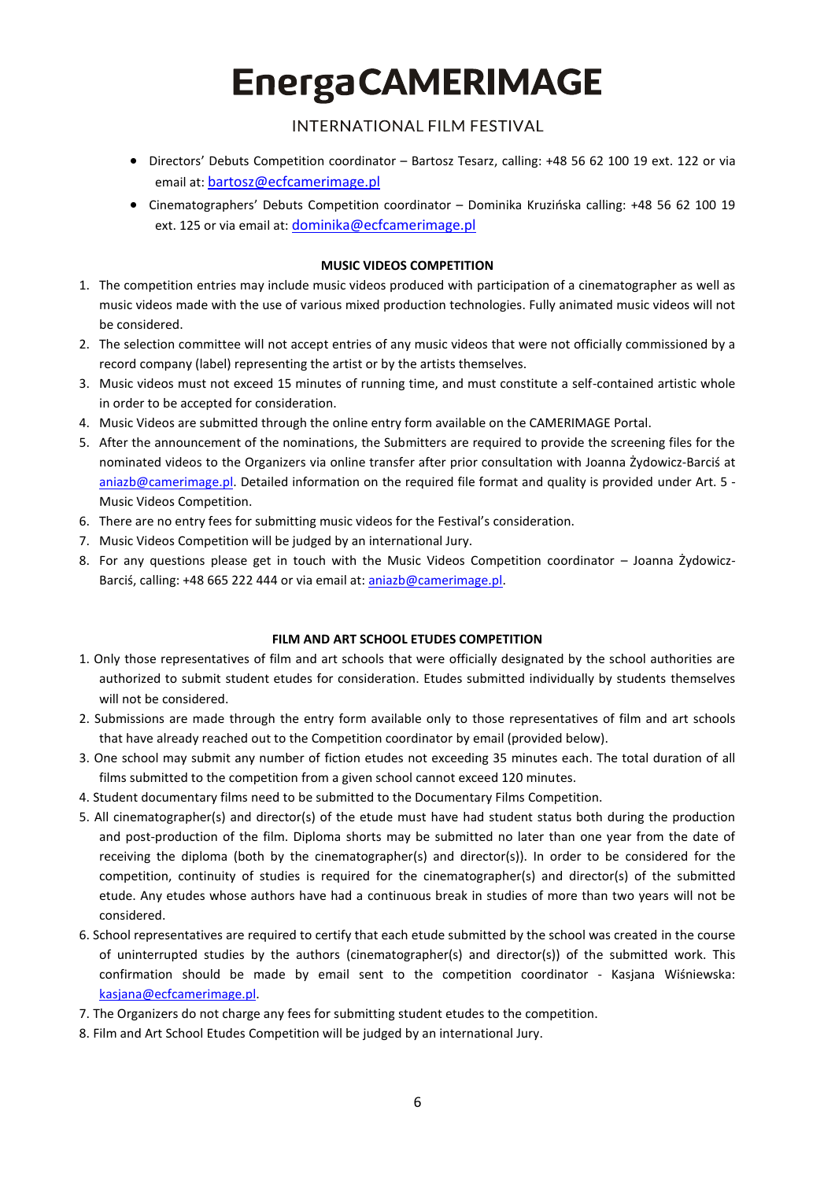- Directors' Debuts Competition coordinator – Bartosz Tesarz, calling: +48 56 62 100 19 ext. 122 or via email at: bartosz@ecfcamerimage.pl
- Cinematographers' Debuts Competition coordinator – Dominika Kruzińska calling: +48 56 62 100 19 ext. 125 or via email at: dominika@ecfcamerimage.pl

**MUSIC VIDEOS COMPETITION**

1. The competition entries may include music videos produced with participation of a cinematographer as well as music videos made with the use of various mixed production technologies. Fully animated music videos will not be considered.
2. The selection committee will not accept entries of any music videos that were not officially commissioned by a record company (label) representing the artist or by the artists themselves.
3. Music videos must not exceed 15 minutes of running time, and must constitute a self-contained artistic whole in order to be accepted for consideration.
4. Music Videos are submitted through the online entry form available on the CAMERIMAGE Portal.
5. After the announcement of the nominations, the Submitters are required to provide the screening files for the nominated videos to the Organizers via online transfer after prior consultation with Joanna Żydowicz-Barciś at aniazb@camerimage.pl. Detailed information on the required file format and quality is provided under Art. 5 - Music Videos Competition.
6. There are no entry fees for submitting music videos for the Festival's consideration.
7. Music Videos Competition will be judged by an international Jury.
8. For any questions please get in touch with the Music Videos Competition coordinator – Joanna Żydowicz-Barciś, calling: +48 665 222 444 or via email at: aniazb@camerimage.pl.

**FILM AND ART SCHOOL ETUDES COMPETITION**

1. Only those representatives of film and art schools that were officially designated by the school authorities are authorized to submit student etudes for consideration. Etudes submitted individually by students themselves will not be considered.
2. Submissions are made through the entry form available only to those representatives of film and art schools that have already reached out to the Competition coordinator by email (provided below).
3. One school may submit any number of fiction etudes not exceeding 35 minutes each. The total duration of all films submitted to the competition from a given school cannot exceed 120 minutes.
4. Student documentary films need to be submitted to the Documentary Films Competition.
5. All cinematographer(s) and director(s) of the etude must have had student status both during the production and post-production of the film. Diploma shorts may be submitted no later than one year from the date of receiving the diploma (both by the cinematographer(s) and director(s)). In order to be considered for the competition, continuity of studies is required for the cinematographer(s) and director(s) of the submitted etude. Any etudes whose authors have had a continuous break in studies of more than two years will not be considered.
6. School representatives are required to certify that each etude submitted by the school was created in the course of uninterrupted studies by the authors (cinematographer(s) and director(s)) of the submitted work. This confirmation should be made by email sent to the competition coordinator - Kasjana Wiśniewska: kasjana@ecfcamerimage.pl.
7. The Organizers do not charge any fees for submitting student etudes to the competition.
8. Film and Art School Etudes Competition will be judged by an international Jury.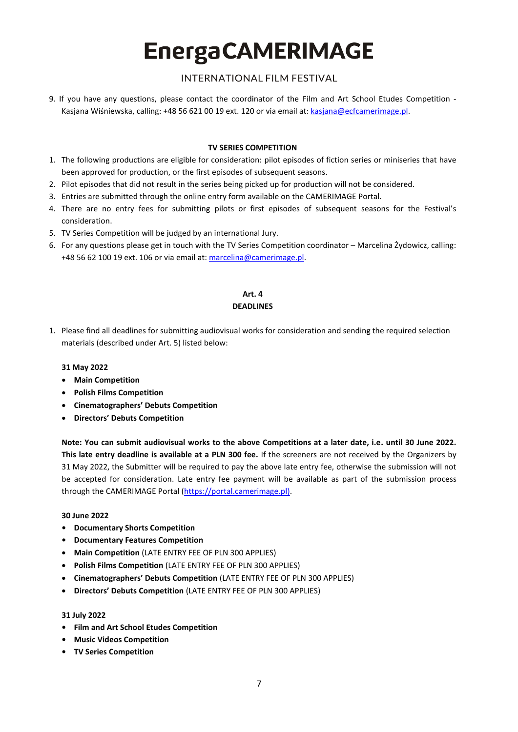9. If you have any questions, please contact the coordinator of the Film and Art School Etudes Competition - Kasjana Wiśniewska, calling: +48 56 621 00 19 ext. 120 or via email at: kasjana@ecfcamerimage.pl.

**TV SERIES COMPETITION**

1. The following productions are eligible for consideration: pilot episodes of fiction series or miniseries that have been approved for production, or the first episodes of subsequent seasons.
2. Pilot episodes that did not result in the series being picked up for production will not be considered.
3. Entries are submitted through the online entry form available on the CAMERIMAGE Portal.
4. There are no entry fees for submitting pilots or first episodes of subsequent seasons for the Festival's consideration.
5. TV Series Competition will be judged by an international Jury.
6. For any questions please get in touch with the TV Series Competition coordinator – Marcelina Żydowicz, calling: +48 56 62 100 19 ext. 106 or via email at: marcelina@camerimage.pl.

## Art. 4
## DEADLINES

1. Please find all deadlines for submitting audiovisual works for consideration and sending the required selection materials (described under Art. 5) listed below:

**31 May 2022**

- **Main Competition**
- **Polish Films Competition**
- **Cinematographers' Debuts Competition**
- **Directors' Debuts Competition**

**Note: You can submit audiovisual works to the above Competitions at a later date, i.e. until 30 June 2022. This late entry deadline is available at a PLN 300 fee.** If the screeners are not received by the Organizers by 31 May 2022, the Submitter will be required to pay the above late entry fee, otherwise the submission will not be accepted for consideration. Late entry fee payment will be available as part of the submission process through the CAMERIMAGE Portal (https://portal.camerimage.pl).

**30 June 2022**

- **Documentary Shorts Competition**
- **Documentary Features Competition**
- **Main Competition** (LATE ENTRY FEE OF PLN 300 APPLIES)
- **Polish Films Competition** (LATE ENTRY FEE OF PLN 300 APPLIES)
- **Cinematographers' Debuts Competition** (LATE ENTRY FEE OF PLN 300 APPLIES)
- **Directors' Debuts Competition** (LATE ENTRY FEE OF PLN 300 APPLIES)

**31 July 2022**

- **Film and Art School Etudes Competition**
- **Music Videos Competition**
- **TV Series Competition**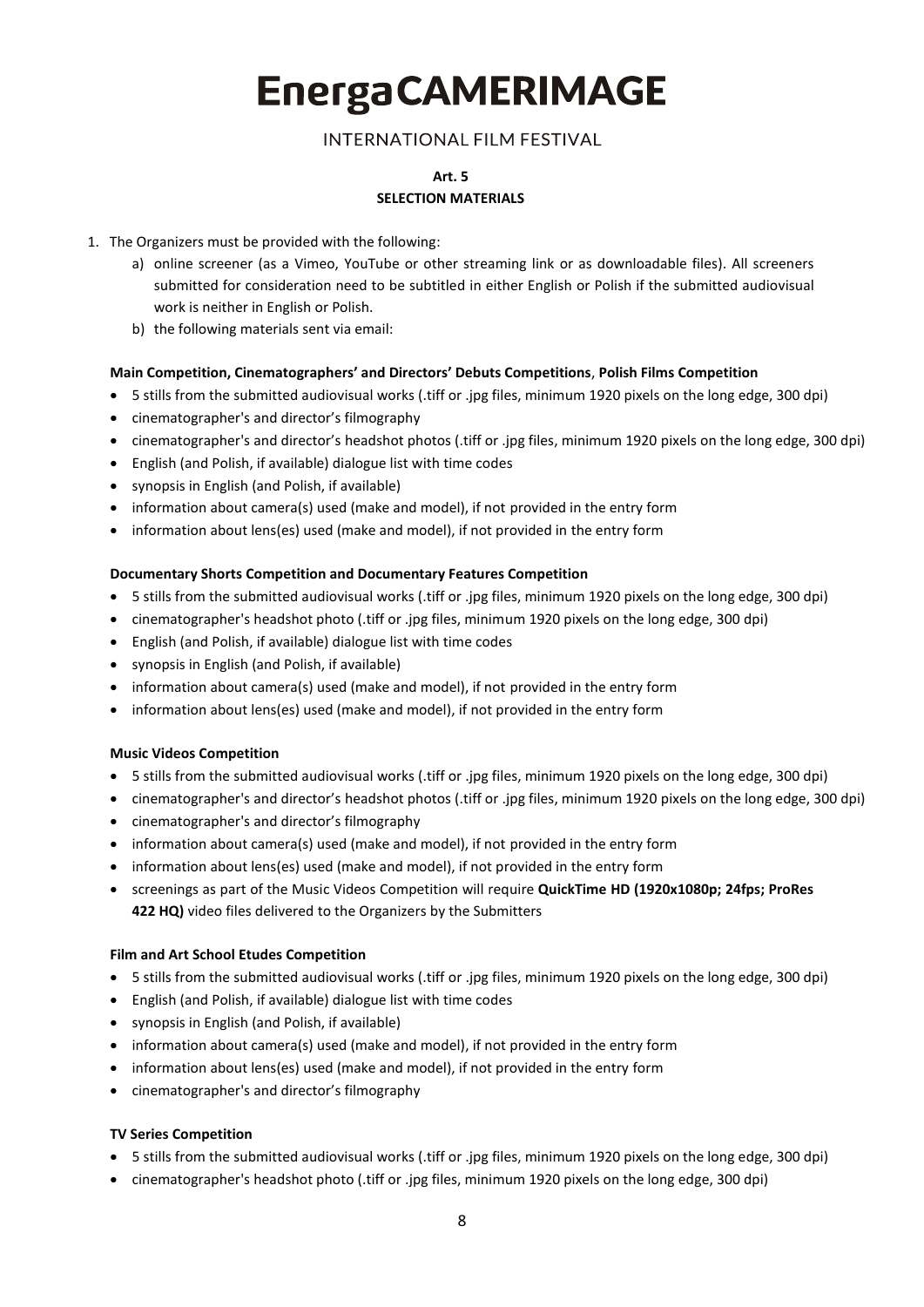# EnergaCAMERIMAGE

INTERNATIONAL FILM FESTIVAL

**Art. 5**
**SELECTION MATERIALS**

1. The Organizers must be provided with the following:
   a) online screener (as a Vimeo, YouTube or other streaming link or as downloadable files). All screeners submitted for consideration need to be subtitled in either English or Polish if the submitted audiovisual work is neither in English or Polish.
   b) the following materials sent via email:

**Main Competition, Cinematographers' and Directors' Debuts Competitions**, **Polish Films Competition**

- 5 stills from the submitted audiovisual works (.tiff or .jpg files, minimum 1920 pixels on the long edge, 300 dpi)
- cinematographer's and director's filmography
- cinematographer's and director's headshot photos (.tiff or .jpg files, minimum 1920 pixels on the long edge, 300 dpi)
- English (and Polish, if available) dialogue list with time codes
- synopsis in English (and Polish, if available)
- information about camera(s) used (make and model), if not provided in the entry form
- information about lens(es) used (make and model), if not provided in the entry form

**Documentary Shorts Competition and Documentary Features Competition**

- 5 stills from the submitted audiovisual works (.tiff or .jpg files, minimum 1920 pixels on the long edge, 300 dpi)
- cinematographer's headshot photo (.tiff or .jpg files, minimum 1920 pixels on the long edge, 300 dpi)
- English (and Polish, if available) dialogue list with time codes
- synopsis in English (and Polish, if available)
- information about camera(s) used (make and model), if not provided in the entry form
- information about lens(es) used (make and model), if not provided in the entry form

**Music Videos Competition**

- 5 stills from the submitted audiovisual works (.tiff or .jpg files, minimum 1920 pixels on the long edge, 300 dpi)
- cinematographer's and director's headshot photos (.tiff or .jpg files, minimum 1920 pixels on the long edge, 300 dpi)
- cinematographer's and director's filmography
- information about camera(s) used (make and model), if not provided in the entry form
- information about lens(es) used (make and model), if not provided in the entry form
- screenings as part of the Music Videos Competition will require **QuickTime HD (1920x1080p; 24fps; ProRes 422 HQ)** video files delivered to the Organizers by the Submitters

**Film and Art School Etudes Competition**

- 5 stills from the submitted audiovisual works (.tiff or .jpg files, minimum 1920 pixels on the long edge, 300 dpi)
- English (and Polish, if available) dialogue list with time codes
- synopsis in English (and Polish, if available)
- information about camera(s) used (make and model), if not provided in the entry form
- information about lens(es) used (make and model), if not provided in the entry form
- cinematographer's and director's filmography

**TV Series Competition**

- 5 stills from the submitted audiovisual works (.tiff or .jpg files, minimum 1920 pixels on the long edge, 300 dpi)
- cinematographer's headshot photo (.tiff or .jpg files, minimum 1920 pixels on the long edge, 300 dpi)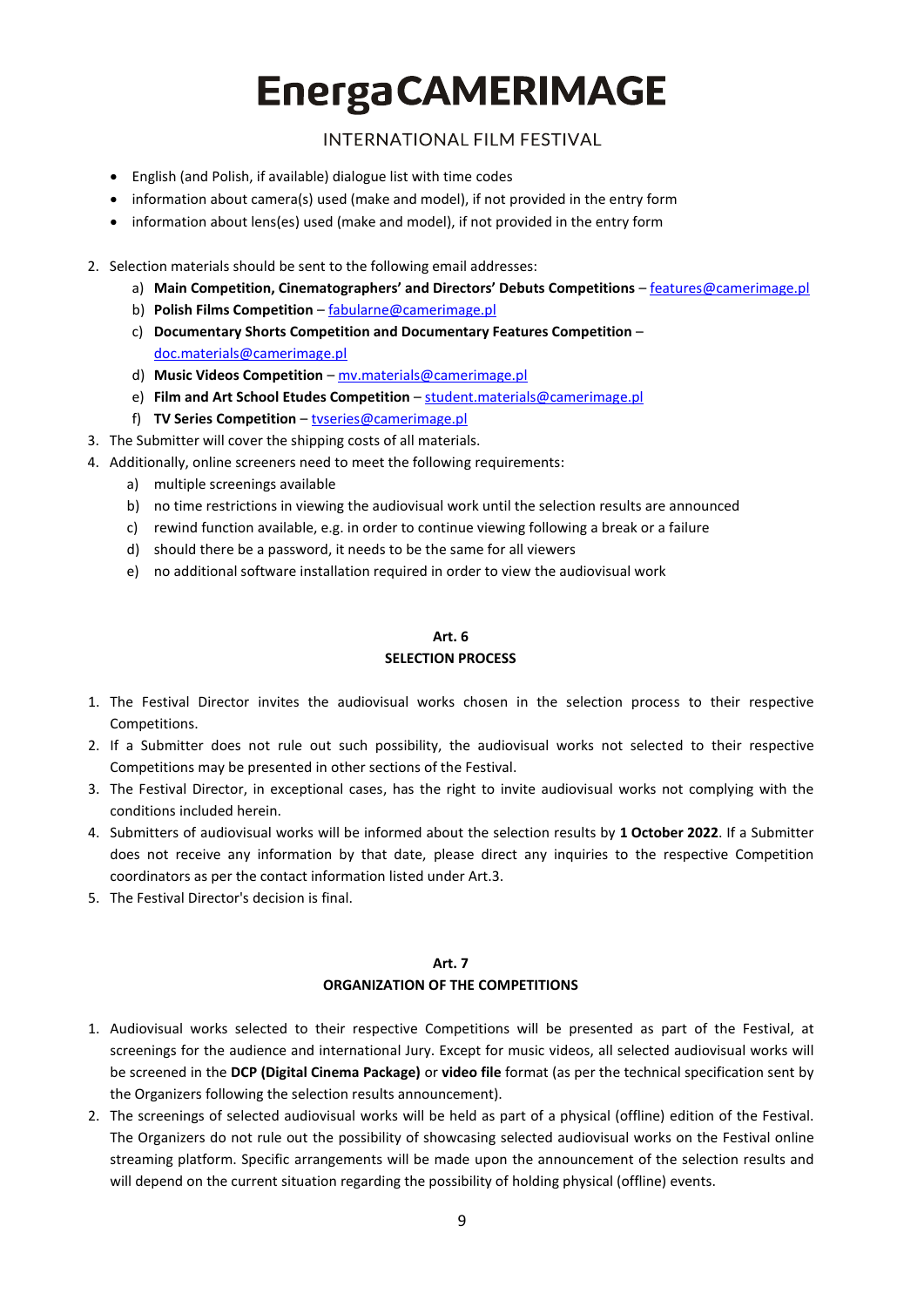- English (and Polish, if available) dialogue list with time codes
- information about camera(s) used (make and model), if not provided in the entry form
- information about lens(es) used (make and model), if not provided in the entry form

2. Selection materials should be sent to the following email addresses:
   a) **Main Competition, Cinematographers' and Directors' Debuts Competitions** – features@camerimage.pl
   b) **Polish Films Competition** – fabularne@camerimage.pl
   c) **Documentary Shorts Competition and Documentary Features Competition** – doc.materials@camerimage.pl
   d) **Music Videos Competition** – mv.materials@camerimage.pl
   e) **Film and Art School Etudes Competition** – student.materials@camerimage.pl
   f) **TV Series Competition** – tvseries@camerimage.pl
3. The Submitter will cover the shipping costs of all materials.
4. Additionally, online screeners need to meet the following requirements:
   a) multiple screenings available
   b) no time restrictions in viewing the audiovisual work until the selection results are announced
   c) rewind function available, e.g. in order to continue viewing following a break or a failure
   d) should there be a password, it needs to be the same for all viewers
   e) no additional software installation required in order to view the audiovisual work

## Art. 6
## SELECTION PROCESS

1. The Festival Director invites the audiovisual works chosen in the selection process to their respective Competitions.
2. If a Submitter does not rule out such possibility, the audiovisual works not selected to their respective Competitions may be presented in other sections of the Festival.
3. The Festival Director, in exceptional cases, has the right to invite audiovisual works not complying with the conditions included herein.
4. Submitters of audiovisual works will be informed about the selection results by **1 October 2022**. If a Submitter does not receive any information by that date, please direct any inquiries to the respective Competition coordinators as per the contact information listed under Art.3.
5. The Festival Director's decision is final.

## Art. 7
## ORGANIZATION OF THE COMPETITIONS

1. Audiovisual works selected to their respective Competitions will be presented as part of the Festival, at screenings for the audience and international Jury. Except for music videos, all selected audiovisual works will be screened in the **DCP (Digital Cinema Package)** or **video file** format (as per the technical specification sent by the Organizers following the selection results announcement).
2. The screenings of selected audiovisual works will be held as part of a physical (offline) edition of the Festival. The Organizers do not rule out the possibility of showcasing selected audiovisual works on the Festival online streaming platform. Specific arrangements will be made upon the announcement of the selection results and will depend on the current situation regarding the possibility of holding physical (offline) events.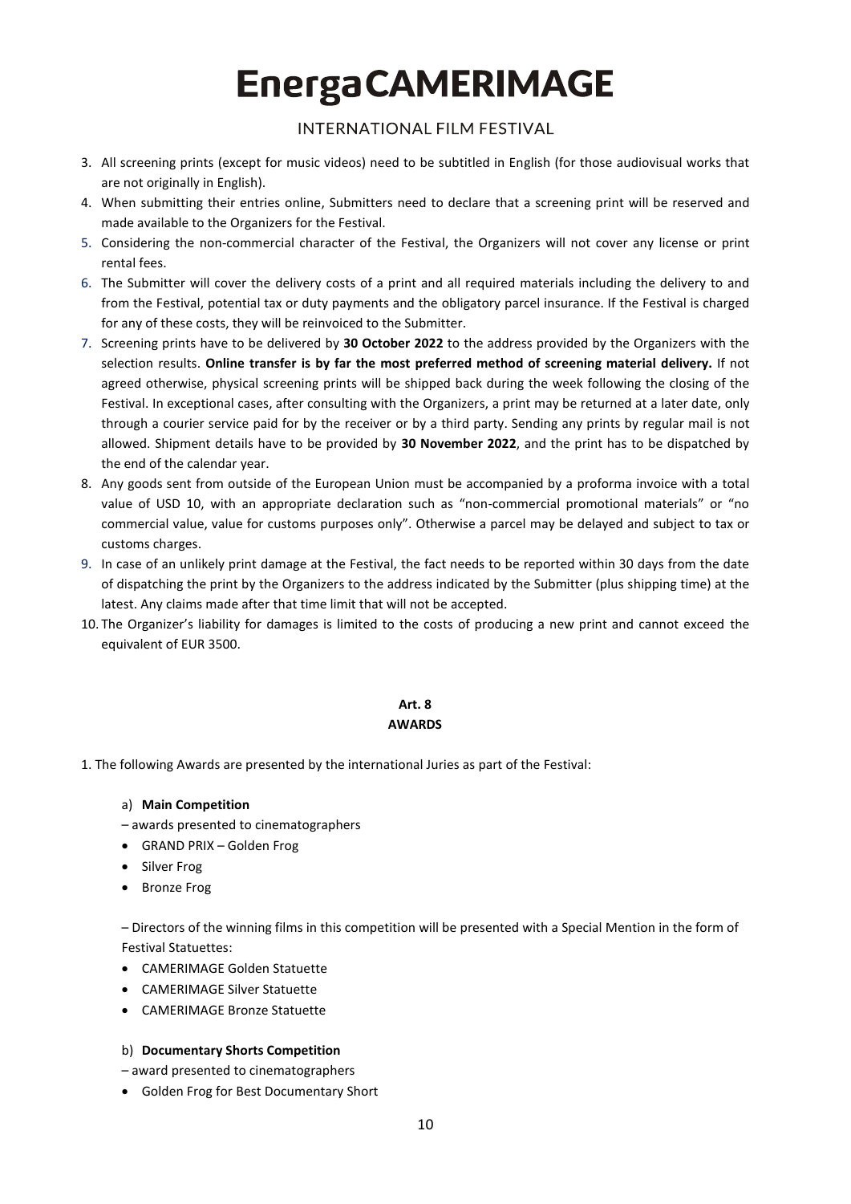3. All screening prints (except for music videos) need to be subtitled in English (for those audiovisual works that are not originally in English).
4. When submitting their entries online, Submitters need to declare that a screening print will be reserved and made available to the Organizers for the Festival.
5. Considering the non-commercial character of the Festival, the Organizers will not cover any license or print rental fees.
6. The Submitter will cover the delivery costs of a print and all required materials including the delivery to and from the Festival, potential tax or duty payments and the obligatory parcel insurance. If the Festival is charged for any of these costs, they will be reinvoiced to the Submitter.
7. Screening prints have to be delivered by **30 October 2022** to the address provided by the Organizers with the selection results. **Online transfer is by far the most preferred method of screening material delivery.** If not agreed otherwise, physical screening prints will be shipped back during the week following the closing of the Festival. In exceptional cases, after consulting with the Organizers, a print may be returned at a later date, only through a courier service paid for by the receiver or by a third party. Sending any prints by regular mail is not allowed. Shipment details have to be provided by **30 November 2022**, and the print has to be dispatched by the end of the calendar year.
8. Any goods sent from outside of the European Union must be accompanied by a proforma invoice with a total value of USD 10, with an appropriate declaration such as "non-commercial promotional materials" or "no commercial value, value for customs purposes only". Otherwise a parcel may be delayed and subject to tax or customs charges.
9. In case of an unlikely print damage at the Festival, the fact needs to be reported within 30 days from the date of dispatching the print by the Organizers to the address indicated by the Submitter (plus shipping time) at the latest. Any claims made after that time limit that will not be accepted.
10. The Organizer's liability for damages is limited to the costs of producing a new print and cannot exceed the equivalent of EUR 3500.

## Art. 8
## AWARDS

1. The following Awards are presented by the international Juries as part of the Festival:

a) **Main Competition**

– awards presented to cinematographers

- GRAND PRIX – Golden Frog
- Silver Frog
- Bronze Frog

– Directors of the winning films in this competition will be presented with a Special Mention in the form of Festival Statuettes:

- CAMERIMAGE Golden Statuette
- CAMERIMAGE Silver Statuette
- CAMERIMAGE Bronze Statuette

b) **Documentary Shorts Competition**

– award presented to cinematographers

- Golden Frog for Best Documentary Short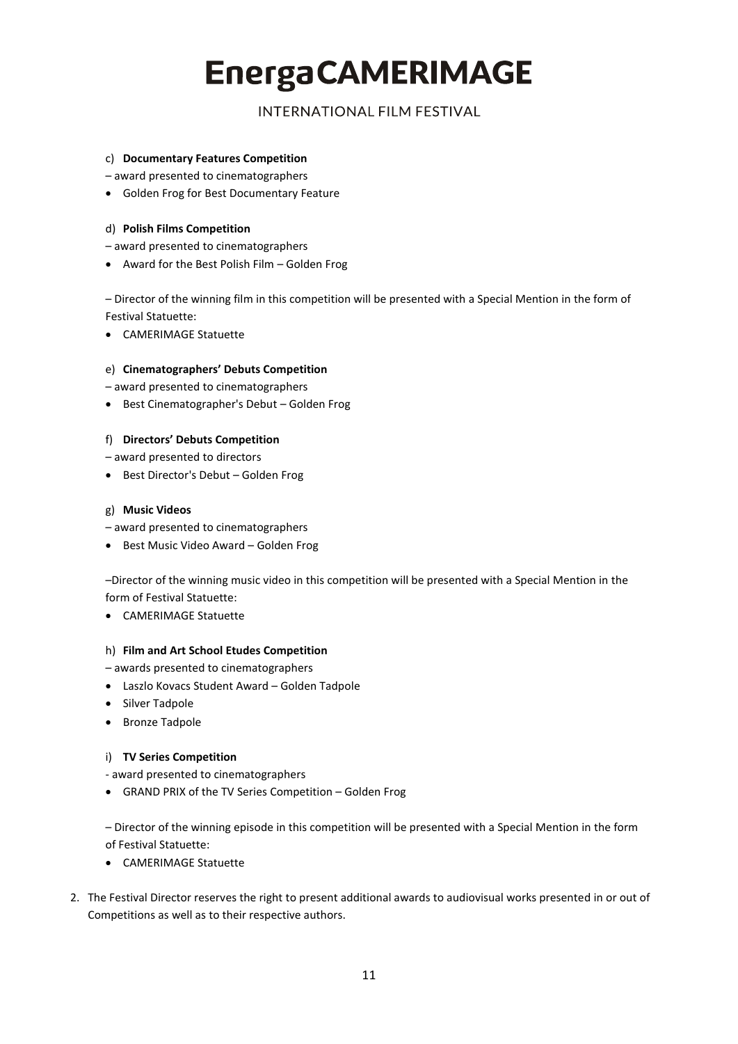c) **Documentary Features Competition**

– award presented to cinematographers

- Golden Frog for Best Documentary Feature

d) **Polish Films Competition**

– award presented to cinematographers

- Award for the Best Polish Film – Golden Frog

– Director of the winning film in this competition will be presented with a Special Mention in the form of Festival Statuette:

- CAMERIMAGE Statuette

e) **Cinematographers' Debuts Competition**

– award presented to cinematographers

- Best Cinematographer's Debut – Golden Frog

f) **Directors' Debuts Competition**

– award presented to directors

- Best Director's Debut – Golden Frog

g) **Music Videos**

– award presented to cinematographers

- Best Music Video Award – Golden Frog

–Director of the winning music video in this competition will be presented with a Special Mention in the form of Festival Statuette:

- CAMERIMAGE Statuette

h) **Film and Art School Etudes Competition**

– awards presented to cinematographers

- Laszlo Kovacs Student Award – Golden Tadpole
- Silver Tadpole
- Bronze Tadpole

i) **TV Series Competition**

- award presented to cinematographers

- GRAND PRIX of the TV Series Competition – Golden Frog

– Director of the winning episode in this competition will be presented with a Special Mention in the form of Festival Statuette:

- CAMERIMAGE Statuette

2. The Festival Director reserves the right to present additional awards to audiovisual works presented in or out of Competitions as well as to their respective authors.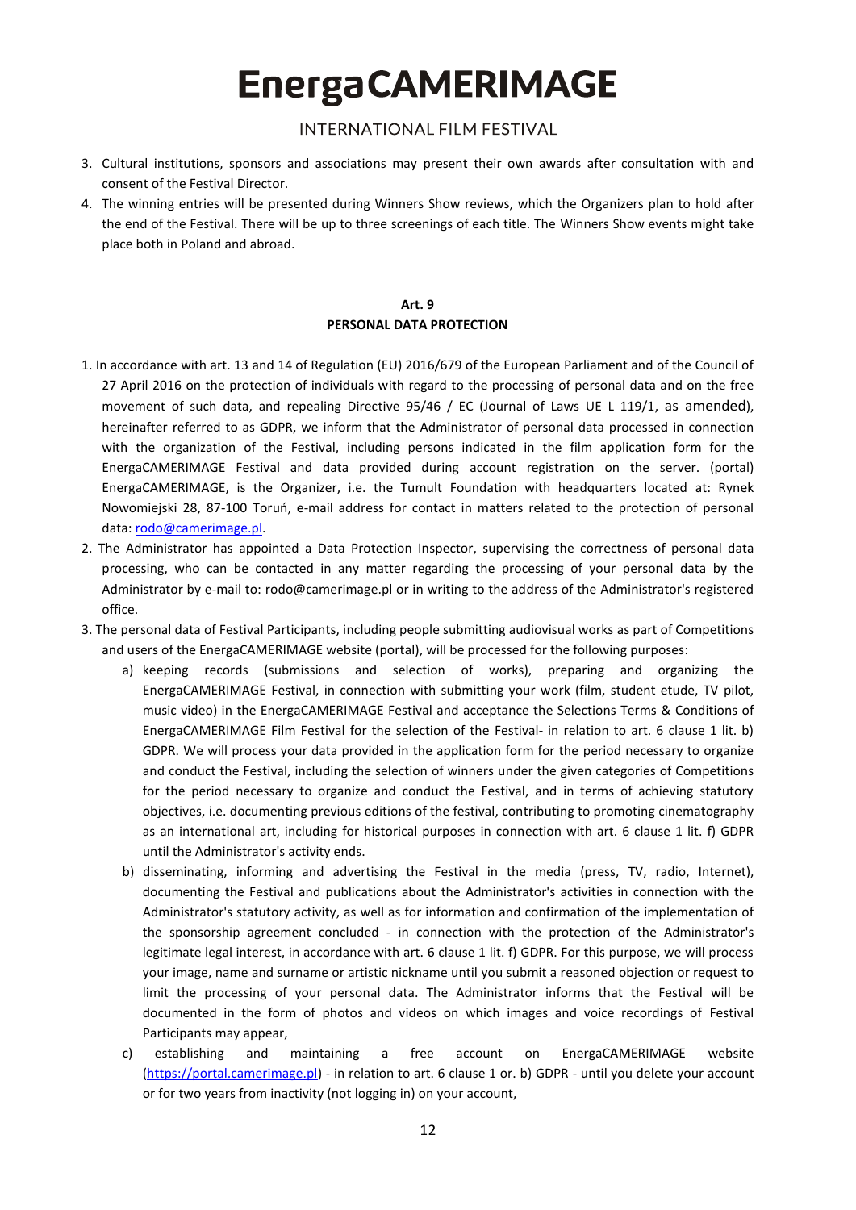3. Cultural institutions, sponsors and associations may present their own awards after consultation with and consent of the Festival Director.
4. The winning entries will be presented during Winners Show reviews, which the Organizers plan to hold after the end of the Festival. There will be up to three screenings of each title. The Winners Show events might take place both in Poland and abroad.

**Art. 9**
**PERSONAL DATA PROTECTION**

1. In accordance with art. 13 and 14 of Regulation (EU) 2016/679 of the European Parliament and of the Council of 27 April 2016 on the protection of individuals with regard to the processing of personal data and on the free movement of such data, and repealing Directive 95/46 / EC (Journal of Laws UE L 119/1, as amended), hereinafter referred to as GDPR, we inform that the Administrator of personal data processed in connection with the organization of the Festival, including persons indicated in the film application form for the EnergaCAMERIMAGE Festival and data provided during account registration on the server. (portal) EnergaCAMERIMAGE, is the Organizer, i.e. the Tumult Foundation with headquarters located at: Rynek Nowomiejski 28, 87-100 Toruń, e-mail address for contact in matters related to the protection of personal data: [rodo@camerimage.pl](mailto:rodo@camerimage.pl).
2. The Administrator has appointed a Data Protection Inspector, supervising the correctness of personal data processing, who can be contacted in any matter regarding the processing of your personal data by the Administrator by e-mail to: rodo@camerimage.pl or in writing to the address of the Administrator's registered office.
3. The personal data of Festival Participants, including people submitting audiovisual works as part of Competitions and users of the EnergaCAMERIMAGE website (portal), will be processed for the following purposes:
   a) keeping records (submissions and selection of works), preparing and organizing the EnergaCAMERIMAGE Festival, in connection with submitting your work (film, student etude, TV pilot, music video) in the EnergaCAMERIMAGE Festival and acceptance the Selections Terms & Conditions of EnergaCAMERIMAGE Film Festival for the selection of the Festival- in relation to art. 6 clause 1 lit. b) GDPR. We will process your data provided in the application form for the period necessary to organize and conduct the Festival, including the selection of winners under the given categories of Competitions for the period necessary to organize and conduct the Festival, and in terms of achieving statutory objectives, i.e. documenting previous editions of the festival, contributing to promoting cinematography as an international art, including for historical purposes in connection with art. 6 clause 1 lit. f) GDPR until the Administrator's activity ends.
   b) disseminating, informing and advertising the Festival in the media (press, TV, radio, Internet), documenting the Festival and publications about the Administrator's activities in connection with the Administrator's statutory activity, as well as for information and confirmation of the implementation of the sponsorship agreement concluded - in connection with the protection of the Administrator's legitimate legal interest, in accordance with art. 6 clause 1 lit. f) GDPR. For this purpose, we will process your image, name and surname or artistic nickname until you submit a reasoned objection or request to limit the processing of your personal data. The Administrator informs that the Festival will be documented in the form of photos and videos on which images and voice recordings of Festival Participants may appear,
   c) establishing and maintaining a free account on EnergaCAMERIMAGE website ([https://portal.camerimage.pl](https://portal.camerimage.pl)) - in relation to art. 6 clause 1 or. b) GDPR - until you delete your account or for two years from inactivity (not logging in) on your account,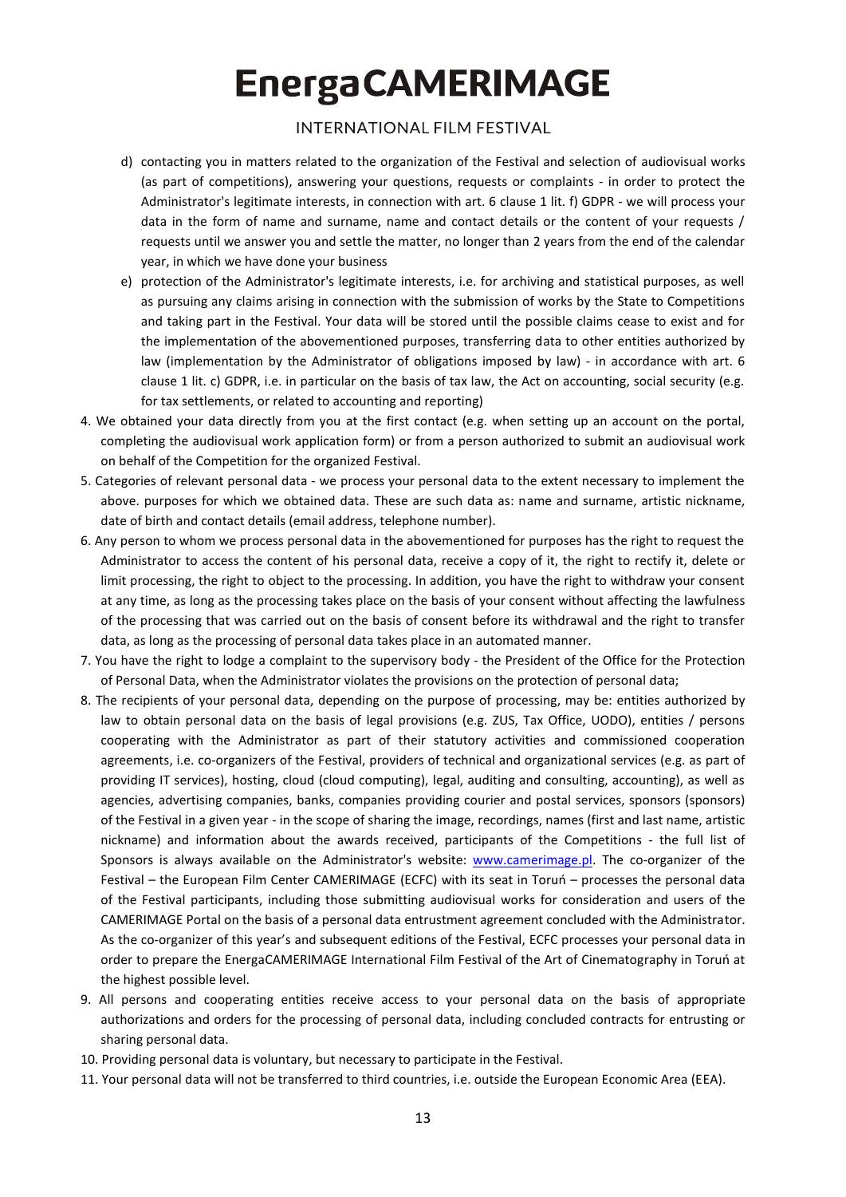d) contacting you in matters related to the organization of the Festival and selection of audiovisual works (as part of competitions), answering your questions, requests or complaints - in order to protect the Administrator's legitimate interests, in connection with art. 6 clause 1 lit. f) GDPR - we will process your data in the form of name and surname, name and contact details or the content of your requests / requests until we answer you and settle the matter, no longer than 2 years from the end of the calendar year, in which we have done your business

e) protection of the Administrator's legitimate interests, i.e. for archiving and statistical purposes, as well as pursuing any claims arising in connection with the submission of works by the State to Competitions and taking part in the Festival. Your data will be stored until the possible claims cease to exist and for the implementation of the abovementioned purposes, transferring data to other entities authorized by law (implementation by the Administrator of obligations imposed by law) - in accordance with art. 6 clause 1 lit. c) GDPR, i.e. in particular on the basis of tax law, the Act on accounting, social security (e.g. for tax settlements, or related to accounting and reporting)

4. We obtained your data directly from you at the first contact (e.g. when setting up an account on the portal, completing the audiovisual work application form) or from a person authorized to submit an audiovisual work on behalf of the Competition for the organized Festival.
5. Categories of relevant personal data - we process your personal data to the extent necessary to implement the above. purposes for which we obtained data. These are such data as: name and surname, artistic nickname, date of birth and contact details (email address, telephone number).
6. Any person to whom we process personal data in the abovementioned for purposes has the right to request the Administrator to access the content of his personal data, receive a copy of it, the right to rectify it, delete or limit processing, the right to object to the processing. In addition, you have the right to withdraw your consent at any time, as long as the processing takes place on the basis of your consent without affecting the lawfulness of the processing that was carried out on the basis of consent before its withdrawal and the right to transfer data, as long as the processing of personal data takes place in an automated manner.
7. You have the right to lodge a complaint to the supervisory body - the President of the Office for the Protection of Personal Data, when the Administrator violates the provisions on the protection of personal data;
8. The recipients of your personal data, depending on the purpose of processing, may be: entities authorized by law to obtain personal data on the basis of legal provisions (e.g. ZUS, Tax Office, UODO), entities / persons cooperating with the Administrator as part of their statutory activities and commissioned cooperation agreements, i.e. co-organizers of the Festival, providers of technical and organizational services (e.g. as part of providing IT services), hosting, cloud (cloud computing), legal, auditing and consulting, accounting), as well as agencies, advertising companies, banks, companies providing courier and postal services, sponsors (sponsors) of the Festival in a given year - in the scope of sharing the image, recordings, names (first and last name, artistic nickname) and information about the awards received, participants of the Competitions - the full list of Sponsors is always available on the Administrator's website: [www.camerimage.pl](www.camerimage.pl). The co-organizer of the Festival – the European Film Center CAMERIMAGE (ECFC) with its seat in Toruń – processes the personal data of the Festival participants, including those submitting audiovisual works for consideration and users of the CAMERIMAGE Portal on the basis of a personal data entrustment agreement concluded with the Administrator. As the co-organizer of this year's and subsequent editions of the Festival, ECFC processes your personal data in order to prepare the EnergaCAMERIMAGE International Film Festival of the Art of Cinematography in Toruń at the highest possible level.
9. All persons and cooperating entities receive access to your personal data on the basis of appropriate authorizations and orders for the processing of personal data, including concluded contracts for entrusting or sharing personal data.
10. Providing personal data is voluntary, but necessary to participate in the Festival.
11. Your personal data will not be transferred to third countries, i.e. outside the European Economic Area (EEA).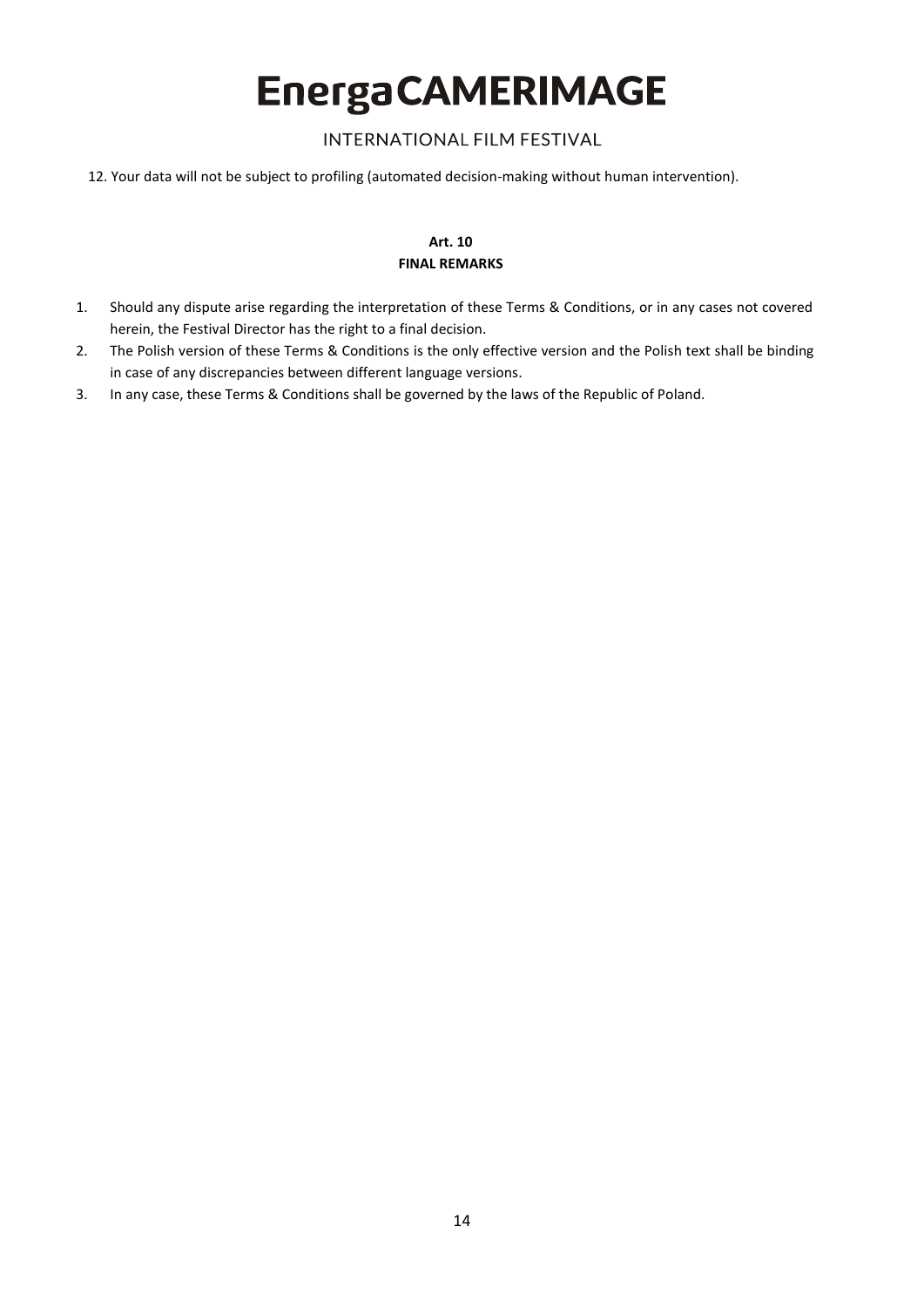12. Your data will not be subject to profiling (automated decision-making without human intervention).

**Art. 10**
**FINAL REMARKS**

1. Should any dispute arise regarding the interpretation of these Terms & Conditions, or in any cases not covered herein, the Festival Director has the right to a final decision.
2. The Polish version of these Terms & Conditions is the only effective version and the Polish text shall be binding in case of any discrepancies between different language versions.
3. In any case, these Terms & Conditions shall be governed by the laws of the Republic of Poland.